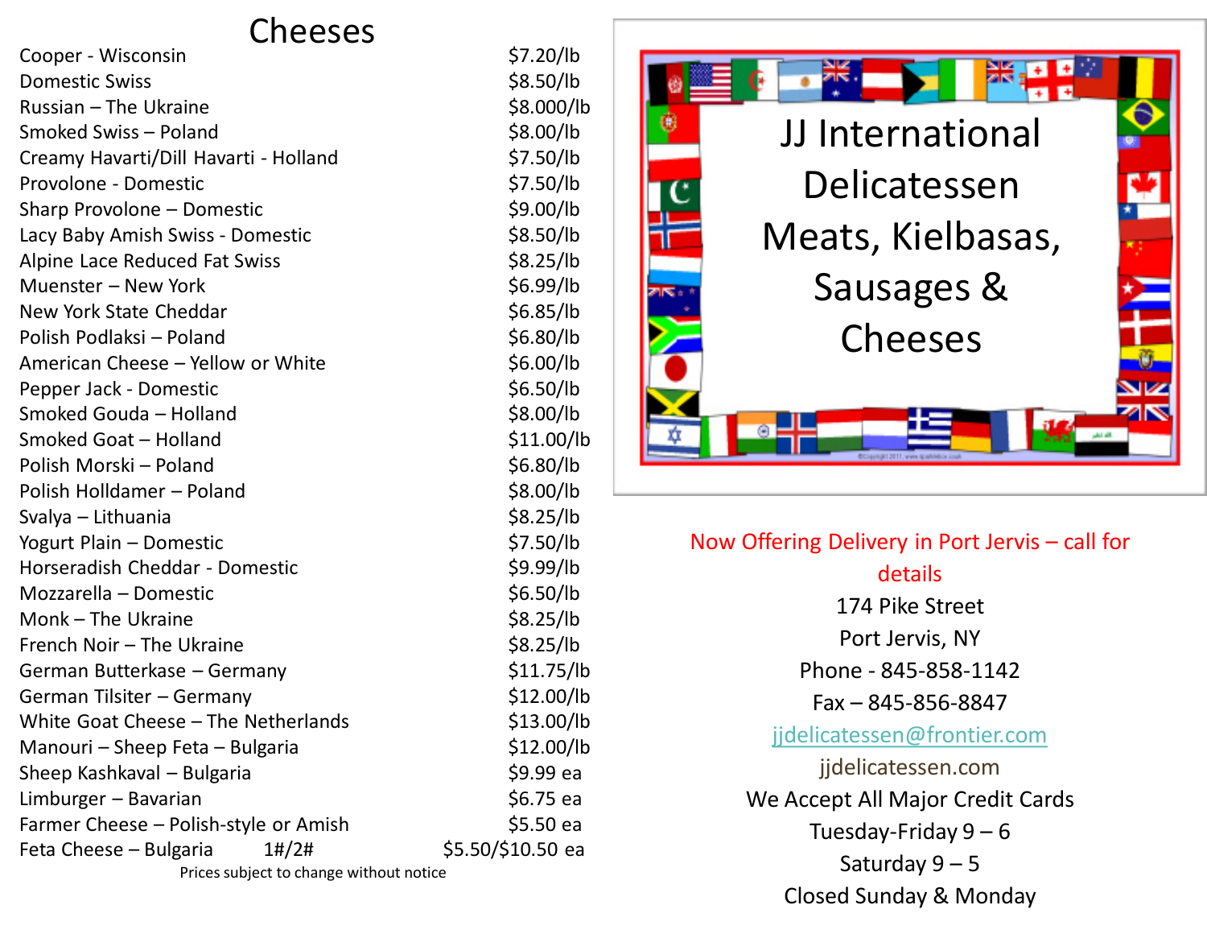# Cheeses

| | |
|---|---|
| Cooper - Wisconsin | $7.20/lb |
| Domestic Swiss | $8.50/lb |
| Russian – The Ukraine | $8.000/lb |
| Smoked Swiss – Poland | $8.00/lb |
| Creamy Havarti/Dill Havarti - Holland | $7.50/lb |
| Provolone - Domestic | $7.50/lb |
| Sharp Provolone – Domestic | $9.00/lb |
| Lacy Baby Amish Swiss - Domestic | $8.50/lb |
| Alpine Lace Reduced Fat Swiss | $8.25/lb |
| Muenster – New York | $6.99/lb |
| New York State Cheddar | $6.85/lb |
| Polish Podlaksi – Poland | $6.80/lb |
| American Cheese – Yellow or White | $6.00/lb |
| Pepper Jack - Domestic | $6.50/lb |
| Smoked Gouda – Holland | $8.00/lb |
| Smoked Goat – Holland | $11.00/lb |
| Polish Morski – Poland | $6.80/lb |
| Polish Holldamer – Poland | $8.00/lb |
| Svalya – Lithuania | $8.25/lb |
| Yogurt Plain – Domestic | $7.50/lb |
| Horseradish Cheddar - Domestic | $9.99/lb |
| Mozzarella – Domestic | $6.50/lb |
| Monk – The Ukraine | $8.25/lb |
| French Noir – The Ukraine | $8.25/lb |
| German Butterkase – Germany | $11.75/lb |
| German Tilsiter – Germany | $12.00/lb |
| White Goat Cheese – The Netherlands | $13.00/lb |
| Manouri – Sheep Feta – Bulgaria | $12.00/lb |
| Sheep Kashkaval – Bulgaria | $9.99 ea |
| Limburger – Bavarian | $6.75 ea |
| Farmer Cheese – Polish-style or Amish | $5.50 ea |
| Feta Cheese – Bulgaria 1#/2# | $5.50/$10.50 ea |

Prices subject to change without notice

# JJ International Delicatessen Meats, Kielbasas, Sausages & Cheeses

Now Offering Delivery in Port Jervis – call for details

174 Pike Street
Port Jervis, NY
Phone - 845-858-1142
Fax – 845-856-8847
jjdelicatessen@frontier.com
jjdelicatessen.com

We Accept All Major Credit Cards

Tuesday-Friday 9 – 6
Saturday 9 – 5
Closed Sunday & Monday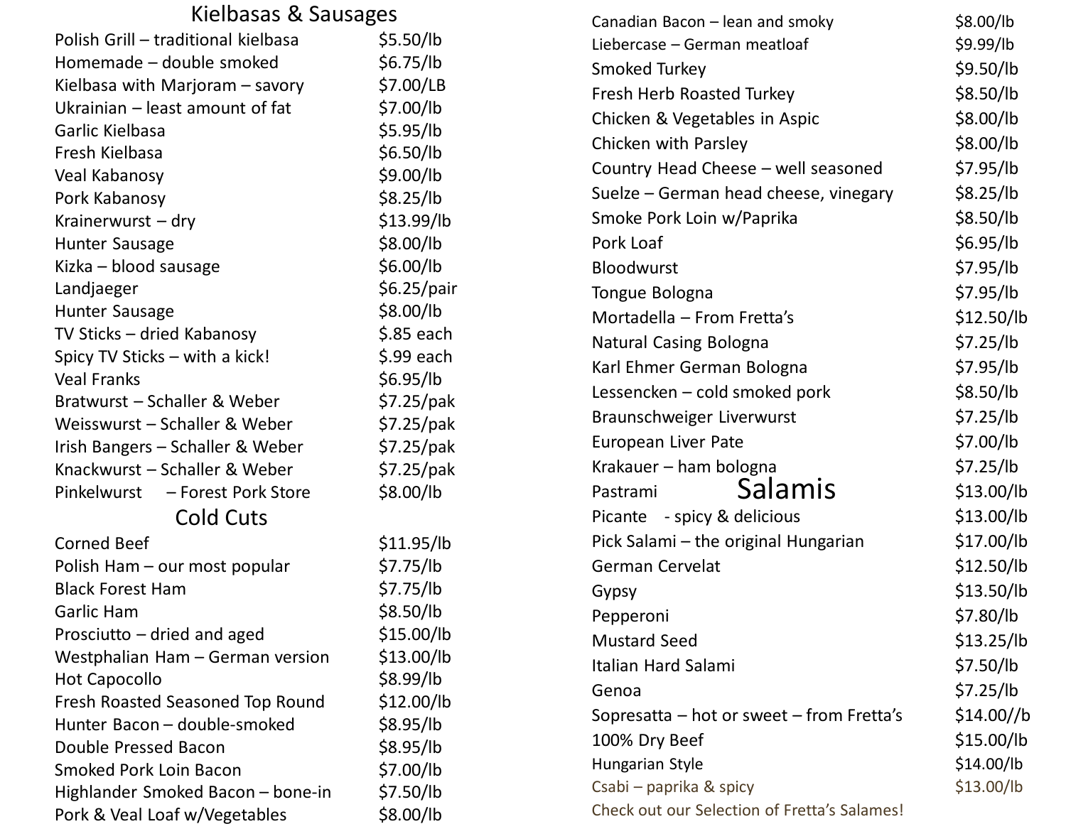## Kielbasas & Sausages

| | |
|---|---|
| Polish Grill – traditional kielbasa | $5.50/lb |
| Homemade – double smoked | $6.75/lb |
| Kielbasa with Marjoram – savory | $7.00/LB |
| Ukrainian – least amount of fat | $7.00/lb |
| Garlic Kielbasa | $5.95/lb |
| Fresh Kielbasa | $6.50/lb |
| Veal Kabanosy | $9.00/lb |
| Pork Kabanosy | $8.25/lb |
| Krainerwurst – dry | $13.99/lb |
| Hunter Sausage | $8.00/lb |
| Kizka – blood sausage | $6.00/lb |
| Landjaeger | $6.25/pair |
| Hunter Sausage | $8.00/lb |
| TV Sticks – dried Kabanosy | $.85 each |
| Spicy TV Sticks – with a kick! | $.99 each |
| Veal Franks | $6.95/lb |
| Bratwurst – Schaller & Weber | $7.25/pak |
| Weisswurst – Schaller & Weber | $7.25/pak |
| Irish Bangers – Schaller & Weber | $7.25/pak |
| Knackwurst – Schaller & Weber | $7.25/pak |
| Pinkelwurst – Forest Pork Store | $8.00/lb |

## Cold Cuts

| | |
|---|---|
| Corned Beef | $11.95/lb |
| Polish Ham – our most popular | $7.75/lb |
| Black Forest Ham | $7.75/lb |
| Garlic Ham | $8.50/lb |
| Prosciutto – dried and aged | $15.00/lb |
| Westphalian Ham – German version | $13.00/lb |
| Hot Capocollo | $8.99/lb |
| Fresh Roasted Seasoned Top Round | $12.00/lb |
| Hunter Bacon – double-smoked | $8.95/lb |
| Double Pressed Bacon | $8.95/lb |
| Smoked Pork Loin Bacon | $7.00/lb |
| Highlander Smoked Bacon – bone-in | $7.50/lb |
| Pork & Veal Loaf w/Vegetables | $8.00/lb |
| Canadian Bacon – lean and smoky | $8.00/lb |
| Liebercase – German meatloaf | $9.99/lb |
| Smoked Turkey | $9.50/lb |
| Fresh Herb Roasted Turkey | $8.50/lb |
| Chicken & Vegetables in Aspic | $8.00/lb |
| Chicken with Parsley | $8.00/lb |
| Country Head Cheese – well seasoned | $7.95/lb |
| Suelze – German head cheese, vinegary | $8.25/lb |
| Smoke Pork Loin w/Paprika | $8.50/lb |
| Pork Loaf | $6.95/lb |
| Bloodwurst | $7.95/lb |
| Tongue Bologna | $7.95/lb |
| Mortadella – From Fretta's | $12.50/lb |
| Natural Casing Bologna | $7.25/lb |
| Karl Ehmer German Bologna | $7.95/lb |
| Lessencken – cold smoked pork | $8.50/lb |
| Braunschweiger Liverwurst | $7.25/lb |
| European Liver Pate | $7.00/lb |
| Krakauer – ham bologna | $7.25/lb |
| Pastrami | $13.00/lb |

## Salamis

| | |
|---|---|
| Picante - spicy & delicious | $13.00/lb |
| Pick Salami – the original Hungarian | $17.00/lb |
| German Cervelat | $12.50/lb |
| Gypsy | $13.50/lb |
| Pepperoni | $7.80/lb |
| Mustard Seed | $13.25/lb |
| Italian Hard Salami | $7.50/lb |
| Genoa | $7.25/lb |
| Sopresatta – hot or sweet – from Fretta's | $14.00//b |
| 100% Dry Beef | $15.00/lb |
| Hungarian Style | $14.00/lb |
| Csabi – paprika & spicy | $13.00/lb |

Check out our Selection of Fretta's Salames!